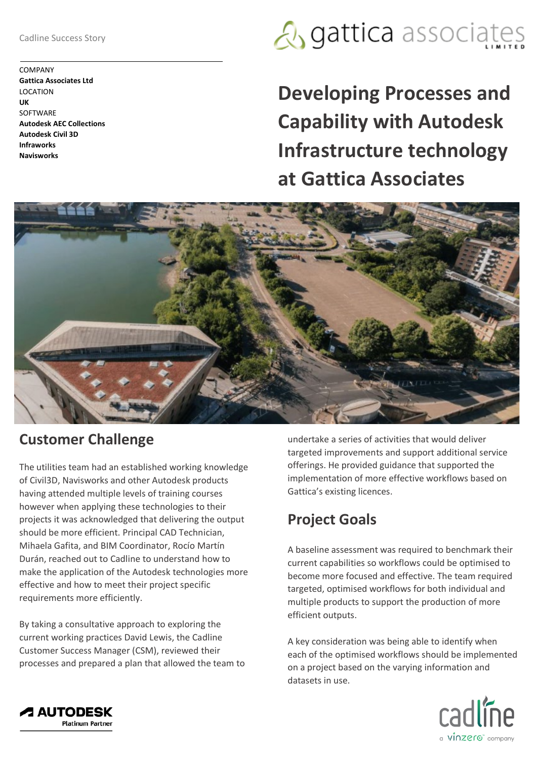Cadline Success Story

COMPANY
**Gattica Associates Ltd**
LOCATION
**UK**
SOFTWARE
**Autodesk AEC Collections**
**Autodesk Civil 3D**
**Infraworks**
**Navisworks**

# Developing Processes and Capability with Autodesk Infrastructure technology at Gattica Associates

## Customer Challenge

The utilities team had an established working knowledge of Civil3D, Navisworks and other Autodesk products having attended multiple levels of training courses however when applying these technologies to their projects it was acknowledged that delivering the output should be more efficient. Principal CAD Technician, Mihaela Gafita, and BIM Coordinator, Rocío Martín Durán, reached out to Cadline to understand how to make the application of the Autodesk technologies more effective and how to meet their project specific requirements more efficiently.

By taking a consultative approach to exploring the current working practices David Lewis, the Cadline Customer Success Manager (CSM), reviewed their processes and prepared a plan that allowed the team to undertake a series of activities that would deliver targeted improvements and support additional service offerings. He provided guidance that supported the implementation of more effective workflows based on Gattica's existing licences.

## Project Goals

A baseline assessment was required to benchmark their current capabilities so workflows could be optimised to become more focused and effective. The team required targeted, optimised workflows for both individual and multiple products to support the production of more efficient outputs.

A key consideration was being able to identify when each of the optimised workflows should be implemented on a project based on the varying information and datasets in use.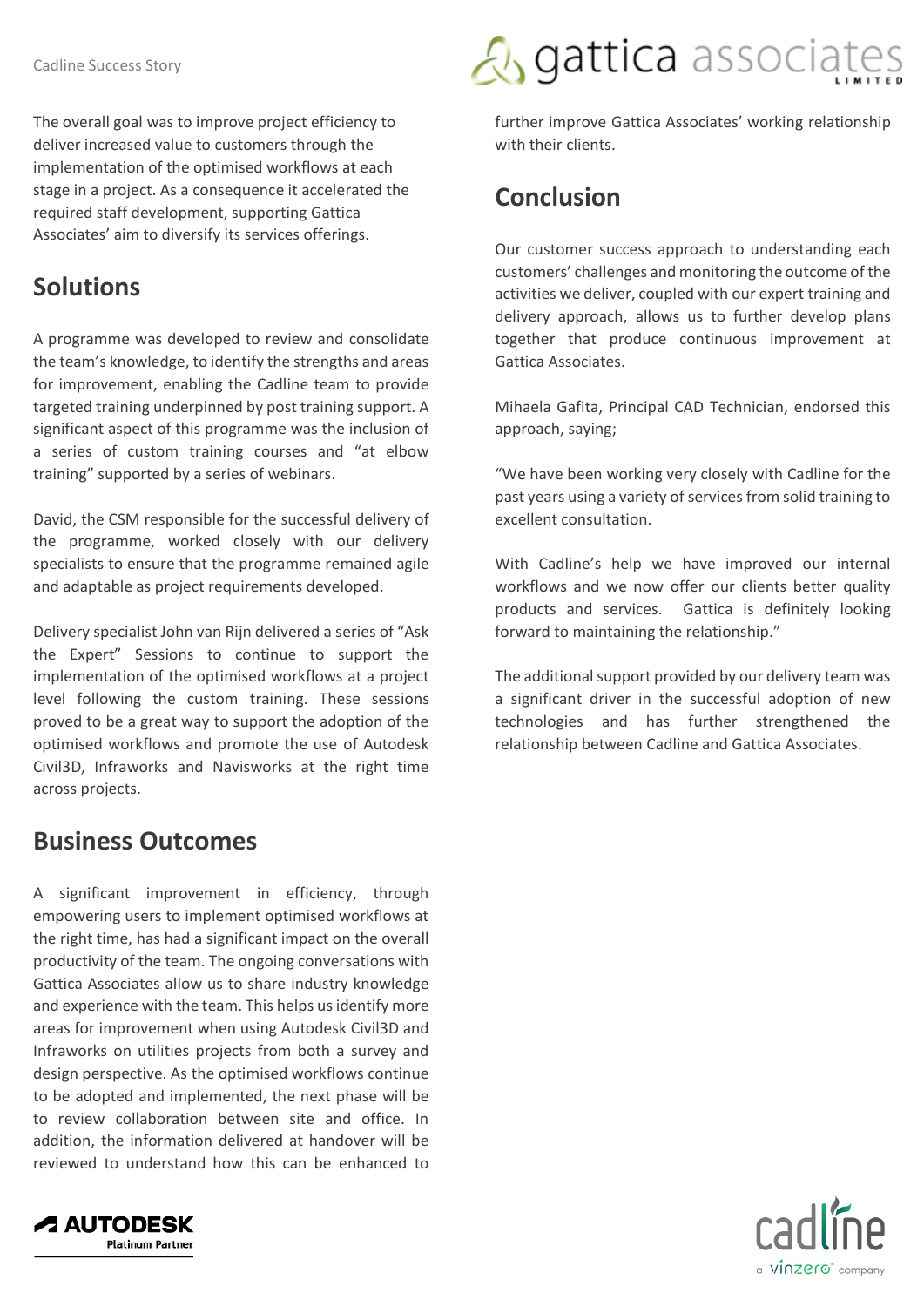The overall goal was to improve project efficiency to deliver increased value to customers through the implementation of the optimised workflows at each stage in a project. As a consequence it accelerated the required staff development, supporting Gattica Associates' aim to diversify its services offerings.

## Solutions

A programme was developed to review and consolidate the team's knowledge, to identify the strengths and areas for improvement, enabling the Cadline team to provide targeted training underpinned by post training support. A significant aspect of this programme was the inclusion of a series of custom training courses and "at elbow training" supported by a series of webinars.

David, the CSM responsible for the successful delivery of the programme, worked closely with our delivery specialists to ensure that the programme remained agile and adaptable as project requirements developed.

Delivery specialist John van Rijn delivered a series of "Ask the Expert" Sessions to continue to support the implementation of the optimised workflows at a project level following the custom training. These sessions proved to be a great way to support the adoption of the optimised workflows and promote the use of Autodesk Civil3D, Infraworks and Navisworks at the right time across projects.

## Business Outcomes

A significant improvement in efficiency, through empowering users to implement optimised workflows at the right time, has had a significant impact on the overall productivity of the team. The ongoing conversations with Gattica Associates allow us to share industry knowledge and experience with the team. This helps us identify more areas for improvement when using Autodesk Civil3D and Infraworks on utilities projects from both a survey and design perspective. As the optimised workflows continue to be adopted and implemented, the next phase will be to review collaboration between site and office. In addition, the information delivered at handover will be reviewed to understand how this can be enhanced to further improve Gattica Associates' working relationship with their clients.

## Conclusion

Our customer success approach to understanding each customers' challenges and monitoring the outcome of the activities we deliver, coupled with our expert training and delivery approach, allows us to further develop plans together that produce continuous improvement at Gattica Associates.

Mihaela Gafita, Principal CAD Technician, endorsed this approach, saying;

"We have been working very closely with Cadline for the past years using a variety of services from solid training to excellent consultation.

With Cadline's help we have improved our internal workflows and we now offer our clients better quality products and services. Gattica is definitely looking forward to maintaining the relationship."

The additional support provided by our delivery team was a significant driver in the successful adoption of new technologies and has further strengthened the relationship between Cadline and Gattica Associates.